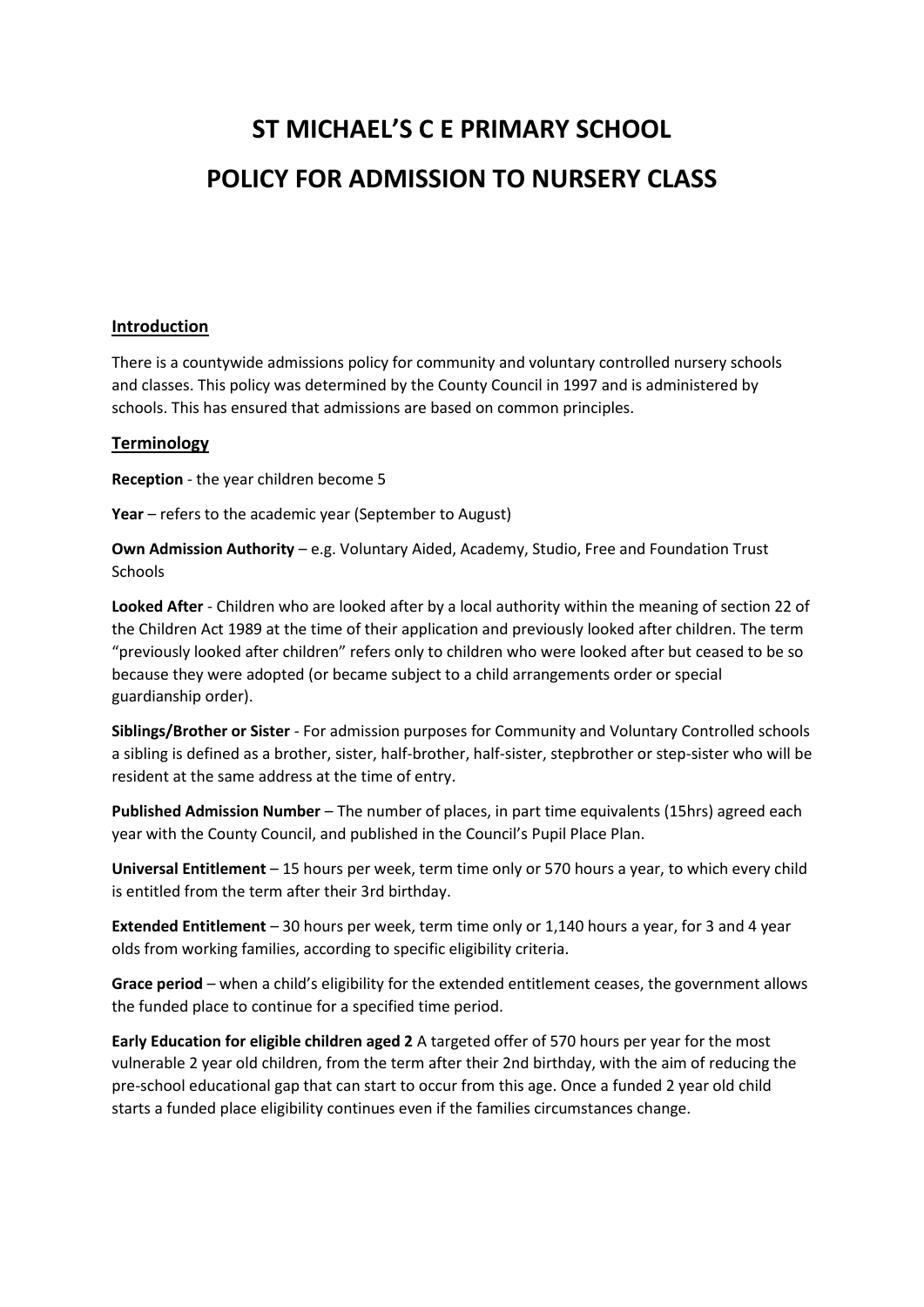# ST MICHAEL'S C E PRIMARY SCHOOL

# POLICY FOR ADMISSION TO NURSERY CLASS

## Introduction

There is a countywide admissions policy for community and voluntary controlled nursery schools and classes. This policy was determined by the County Council in 1997 and is administered by schools. This has ensured that admissions are based on common principles.

## Terminology

**Reception** - the year children become 5

**Year** – refers to the academic year (September to August)

**Own Admission Authority** – e.g. Voluntary Aided, Academy, Studio, Free and Foundation Trust Schools

**Looked After** - Children who are looked after by a local authority within the meaning of section 22 of the Children Act 1989 at the time of their application and previously looked after children. The term "previously looked after children" refers only to children who were looked after but ceased to be so because they were adopted (or became subject to a child arrangements order or special guardianship order).

**Siblings/Brother or Sister** - For admission purposes for Community and Voluntary Controlled schools a sibling is defined as a brother, sister, half-brother, half-sister, stepbrother or step-sister who will be resident at the same address at the time of entry.

**Published Admission Number** – The number of places, in part time equivalents (15hrs) agreed each year with the County Council, and published in the Council's Pupil Place Plan.

**Universal Entitlement** – 15 hours per week, term time only or 570 hours a year, to which every child is entitled from the term after their 3rd birthday.

**Extended Entitlement** – 30 hours per week, term time only or 1,140 hours a year, for 3 and 4 year olds from working families, according to specific eligibility criteria.

**Grace period** – when a child's eligibility for the extended entitlement ceases, the government allows the funded place to continue for a specified time period.

**Early Education for eligible children aged 2** A targeted offer of 570 hours per year for the most vulnerable 2 year old children, from the term after their 2nd birthday, with the aim of reducing the pre-school educational gap that can start to occur from this age. Once a funded 2 year old child starts a funded place eligibility continues even if the families circumstances change.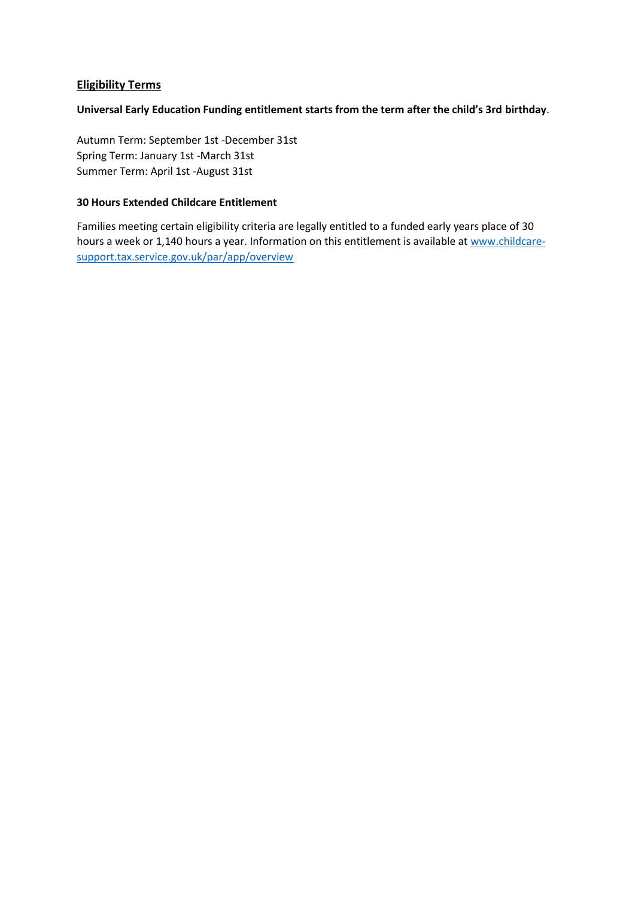## Eligibility Terms

**Universal Early Education Funding entitlement starts from the term after the child's 3rd birthday**.

Autumn Term: September 1st -December 31st
Spring Term: January 1st -March 31st
Summer Term: April 1st -August 31st

**30 Hours Extended Childcare Entitlement**

Families meeting certain eligibility criteria are legally entitled to a funded early years place of 30 hours a week or 1,140 hours a year. Information on this entitlement is available at [www.childcare-support.tax.service.gov.uk/par/app/overview](http://www.childcare-support.tax.service.gov.uk/par/app/overview)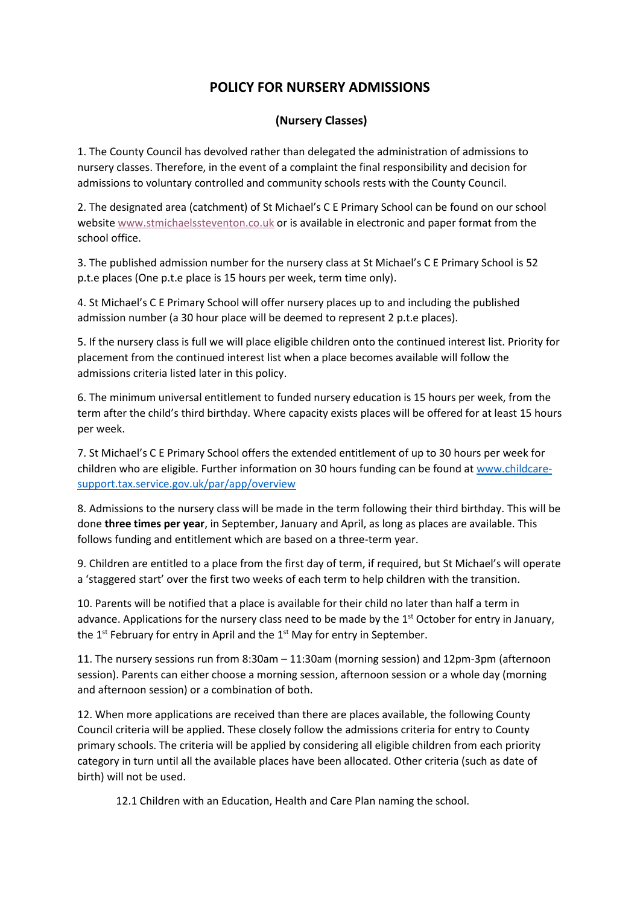# POLICY FOR NURSERY ADMISSIONS

## (Nursery Classes)

1. The County Council has devolved rather than delegated the administration of admissions to nursery classes. Therefore, in the event of a complaint the final responsibility and decision for admissions to voluntary controlled and community schools rests with the County Council.

2. The designated area (catchment) of St Michael's C E Primary School can be found on our school website www.stmichaelssteventon.co.uk or is available in electronic and paper format from the school office.

3. The published admission number for the nursery class at St Michael's C E Primary School is 52 p.t.e places (One p.t.e place is 15 hours per week, term time only).

4. St Michael's C E Primary School will offer nursery places up to and including the published admission number (a 30 hour place will be deemed to represent 2 p.t.e places).

5. If the nursery class is full we will place eligible children onto the continued interest list. Priority for placement from the continued interest list when a place becomes available will follow the admissions criteria listed later in this policy.

6. The minimum universal entitlement to funded nursery education is 15 hours per week, from the term after the child's third birthday. Where capacity exists places will be offered for at least 15 hours per week.

7. St Michael's C E Primary School offers the extended entitlement of up to 30 hours per week for children who are eligible. Further information on 30 hours funding can be found at www.childcare-support.tax.service.gov.uk/par/app/overview

8. Admissions to the nursery class will be made in the term following their third birthday. This will be done **three times per year**, in September, January and April, as long as places are available. This follows funding and entitlement which are based on a three-term year.

9. Children are entitled to a place from the first day of term, if required, but St Michael's will operate a 'staggered start' over the first two weeks of each term to help children with the transition.

10. Parents will be notified that a place is available for their child no later than half a term in advance. Applications for the nursery class need to be made by the 1st October for entry in January, the 1st February for entry in April and the 1st May for entry in September.

11. The nursery sessions run from 8:30am – 11:30am (morning session) and 12pm-3pm (afternoon session). Parents can either choose a morning session, afternoon session or a whole day (morning and afternoon session) or a combination of both.

12. When more applications are received than there are places available, the following County Council criteria will be applied. These closely follow the admissions criteria for entry to County primary schools. The criteria will be applied by considering all eligible children from each priority category in turn until all the available places have been allocated. Other criteria (such as date of birth) will not be used.

12.1 Children with an Education, Health and Care Plan naming the school.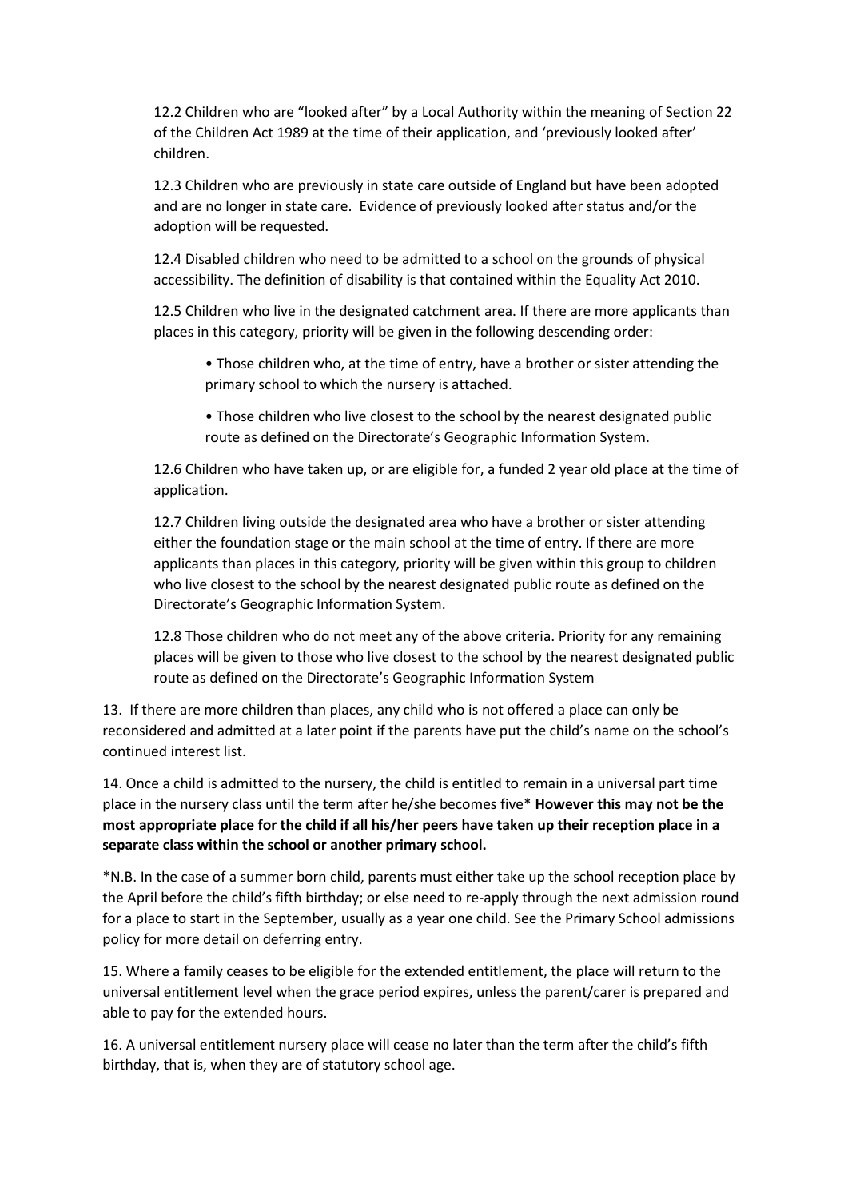12.2 Children who are "looked after" by a Local Authority within the meaning of Section 22 of the Children Act 1989 at the time of their application, and 'previously looked after' children.

12.3 Children who are previously in state care outside of England but have been adopted and are no longer in state care. Evidence of previously looked after status and/or the adoption will be requested.

12.4 Disabled children who need to be admitted to a school on the grounds of physical accessibility. The definition of disability is that contained within the Equality Act 2010.

12.5 Children who live in the designated catchment area. If there are more applicants than places in this category, priority will be given in the following descending order:

- Those children who, at the time of entry, have a brother or sister attending the primary school to which the nursery is attached.
- Those children who live closest to the school by the nearest designated public route as defined on the Directorate's Geographic Information System.

12.6 Children who have taken up, or are eligible for, a funded 2 year old place at the time of application.

12.7 Children living outside the designated area who have a brother or sister attending either the foundation stage or the main school at the time of entry. If there are more applicants than places in this category, priority will be given within this group to children who live closest to the school by the nearest designated public route as defined on the Directorate's Geographic Information System.

12.8 Those children who do not meet any of the above criteria. Priority for any remaining places will be given to those who live closest to the school by the nearest designated public route as defined on the Directorate's Geographic Information System

13. If there are more children than places, any child who is not offered a place can only be reconsidered and admitted at a later point if the parents have put the child's name on the school's continued interest list.

14. Once a child is admitted to the nursery, the child is entitled to remain in a universal part time place in the nursery class until the term after he/she becomes five* **However this may not be the most appropriate place for the child if all his/her peers have taken up their reception place in a separate class within the school or another primary school.**

*N.B. In the case of a summer born child, parents must either take up the school reception place by the April before the child's fifth birthday; or else need to re-apply through the next admission round for a place to start in the September, usually as a year one child. See the Primary School admissions policy for more detail on deferring entry.

15. Where a family ceases to be eligible for the extended entitlement, the place will return to the universal entitlement level when the grace period expires, unless the parent/carer is prepared and able to pay for the extended hours.

16. A universal entitlement nursery place will cease no later than the term after the child's fifth birthday, that is, when they are of statutory school age.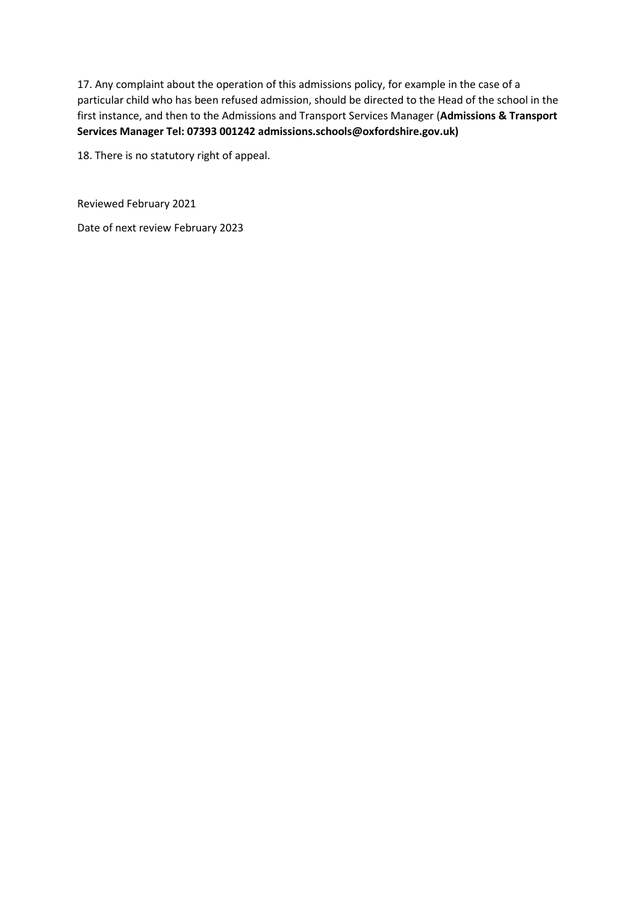17. Any complaint about the operation of this admissions policy, for example in the case of a particular child who has been refused admission, should be directed to the Head of the school in the first instance, and then to the Admissions and Transport Services Manager (**Admissions & Transport Services Manager Tel: 07393 001242 admissions.schools@oxfordshire.gov.uk)**

18. There is no statutory right of appeal.

Reviewed February 2021

Date of next review February 2023